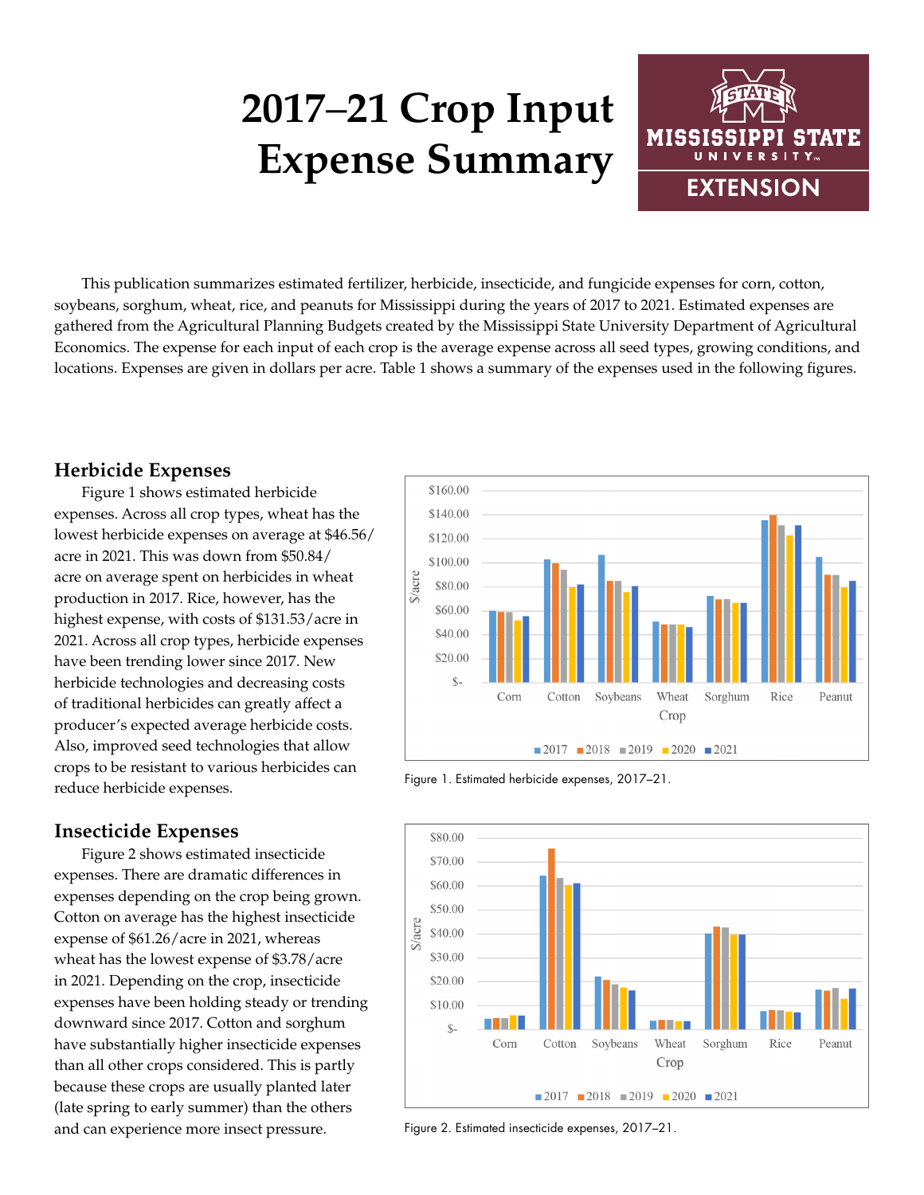# 2017–21 Crop Input Expense Summary

This publication summarizes estimated fertilizer, herbicide, insecticide, and fungicide expenses for corn, cotton, soybeans, sorghum, wheat, rice, and peanuts for Mississippi during the years of 2017 to 2021. Estimated expenses are gathered from the Agricultural Planning Budgets created by the Mississippi State University Department of Agricultural Economics. The expense for each input of each crop is the average expense across all seed types, growing conditions, and locations. Expenses are given in dollars per acre. Table 1 shows a summary of the expenses used in the following figures.

## Herbicide Expenses

Figure 1 shows estimated herbicide expenses. Across all crop types, wheat has the lowest herbicide expenses on average at $46.56/acre in 2021. This was down from $50.84/acre on average spent on herbicides in wheat production in 2017. Rice, however, has the highest expense, with costs of $131.53/acre in 2021. Across all crop types, herbicide expenses have been trending lower since 2017. New herbicide technologies and decreasing costs of traditional herbicides can greatly affect a producer's expected average herbicide costs. Also, improved seed technologies that allow crops to be resistant to various herbicides can reduce herbicide expenses.

Figure 1. Estimated herbicide expenses, 2017–21.

## Insecticide Expenses

Figure 2 shows estimated insecticide expenses. There are dramatic differences in expenses depending on the crop being grown. Cotton on average has the highest insecticide expense of $61.26/acre in 2021, whereas wheat has the lowest expense of $3.78/acre in 2021. Depending on the crop, insecticide expenses have been holding steady or trending downward since 2017. Cotton and sorghum have substantially higher insecticide expenses than all other crops considered. This is partly because these crops are usually planted later (late spring to early summer) than the others and can experience more insect pressure.

Figure 2. Estimated insecticide expenses, 2017–21.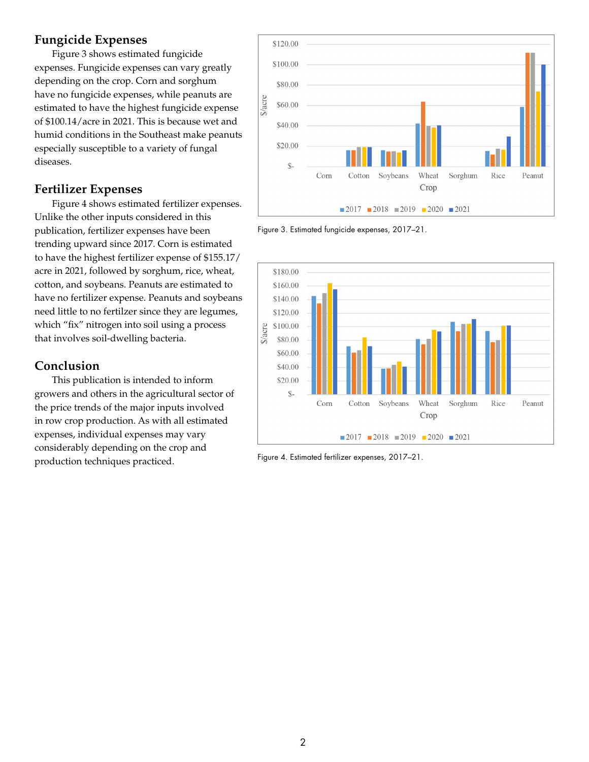## Fungicide Expenses

Figure 3 shows estimated fungicide expenses. Fungicide expenses can vary greatly depending on the crop. Corn and sorghum have no fungicide expenses, while peanuts are estimated to have the highest fungicide expense of $100.14/acre in 2021. This is because wet and humid conditions in the Southeast make peanuts especially susceptible to a variety of fungal diseases.

Figure 3. Estimated fungicide expenses, 2017–21.

## Fertilizer Expenses

Figure 4 shows estimated fertilizer expenses. Unlike the other inputs considered in this publication, fertilizer expenses have been trending upward since 2017. Corn is estimated to have the highest fertilizer expense of $155.17/acre in 2021, followed by sorghum, rice, wheat, cotton, and soybeans. Peanuts are estimated to have no fertilizer expense. Peanuts and soybeans need little to no fertilzer since they are legumes, which "fix" nitrogen into soil using a process that involves soil-dwelling bacteria.

Figure 4. Estimated fertilizer expenses, 2017–21.

## Conclusion

This publication is intended to inform growers and others in the agricultural sector of the price trends of the major inputs involved in row crop production. As with all estimated expenses, individual expenses may vary considerably depending on the crop and production techniques practiced.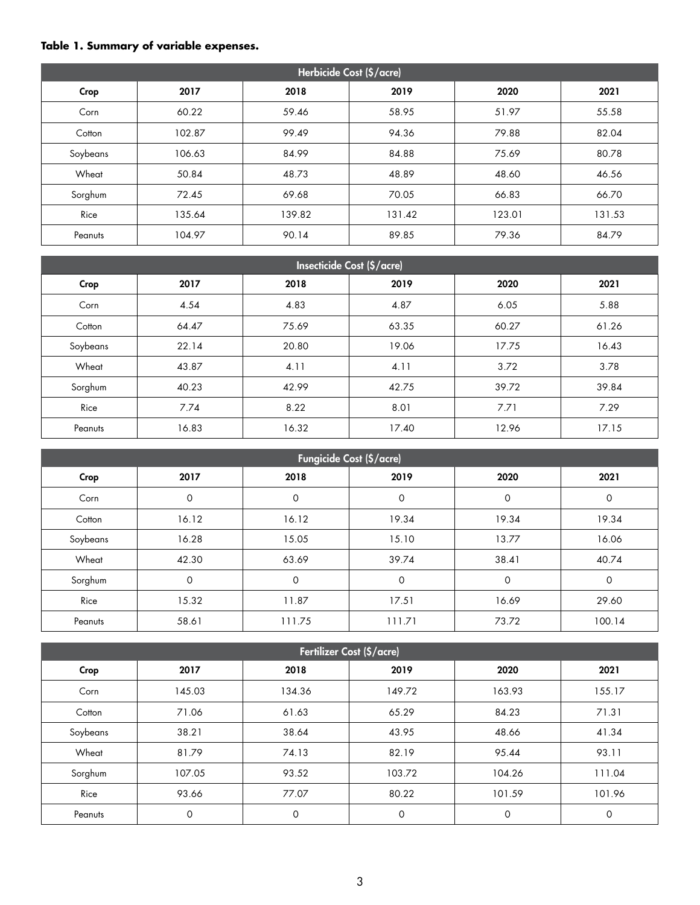**Table 1. Summary of variable expenses.**

| Herbicide Cost ($/acre) | | | | | |
|---|---|---|---|---|---|
| Crop | 2017 | 2018 | 2019 | 2020 | 2021 |
| Corn | 60.22 | 59.46 | 58.95 | 51.97 | 55.58 |
| Cotton | 102.87 | 99.49 | 94.36 | 79.88 | 82.04 |
| Soybeans | 106.63 | 84.99 | 84.88 | 75.69 | 80.78 |
| Wheat | 50.84 | 48.73 | 48.89 | 48.60 | 46.56 |
| Sorghum | 72.45 | 69.68 | 70.05 | 66.83 | 66.70 |
| Rice | 135.64 | 139.82 | 131.42 | 123.01 | 131.53 |
| Peanuts | 104.97 | 90.14 | 89.85 | 79.36 | 84.79 |

| Insecticide Cost ($/acre) | | | | | |
|---|---|---|---|---|---|
| Crop | 2017 | 2018 | 2019 | 2020 | 2021 |
| Corn | 4.54 | 4.83 | 4.87 | 6.05 | 5.88 |
| Cotton | 64.47 | 75.69 | 63.35 | 60.27 | 61.26 |
| Soybeans | 22.14 | 20.80 | 19.06 | 17.75 | 16.43 |
| Wheat | 43.87 | 4.11 | 4.11 | 3.72 | 3.78 |
| Sorghum | 40.23 | 42.99 | 42.75 | 39.72 | 39.84 |
| Rice | 7.74 | 8.22 | 8.01 | 7.71 | 7.29 |
| Peanuts | 16.83 | 16.32 | 17.40 | 12.96 | 17.15 |

| Fungicide Cost ($/acre) | | | | | |
|---|---|---|---|---|---|
| Crop | 2017 | 2018 | 2019 | 2020 | 2021 |
| Corn | 0 | 0 | 0 | 0 | 0 |
| Cotton | 16.12 | 16.12 | 19.34 | 19.34 | 19.34 |
| Soybeans | 16.28 | 15.05 | 15.10 | 13.77 | 16.06 |
| Wheat | 42.30 | 63.69 | 39.74 | 38.41 | 40.74 |
| Sorghum | 0 | 0 | 0 | 0 | 0 |
| Rice | 15.32 | 11.87 | 17.51 | 16.69 | 29.60 |
| Peanuts | 58.61 | 111.75 | 111.71 | 73.72 | 100.14 |

| Fertilizer Cost ($/acre) | | | | | |
|---|---|---|---|---|---|
| Crop | 2017 | 2018 | 2019 | 2020 | 2021 |
| Corn | 145.03 | 134.36 | 149.72 | 163.93 | 155.17 |
| Cotton | 71.06 | 61.63 | 65.29 | 84.23 | 71.31 |
| Soybeans | 38.21 | 38.64 | 43.95 | 48.66 | 41.34 |
| Wheat | 81.79 | 74.13 | 82.19 | 95.44 | 93.11 |
| Sorghum | 107.05 | 93.52 | 103.72 | 104.26 | 111.04 |
| Rice | 93.66 | 77.07 | 80.22 | 101.59 | 101.96 |
| Peanuts | 0 | 0 | 0 | 0 | 0 |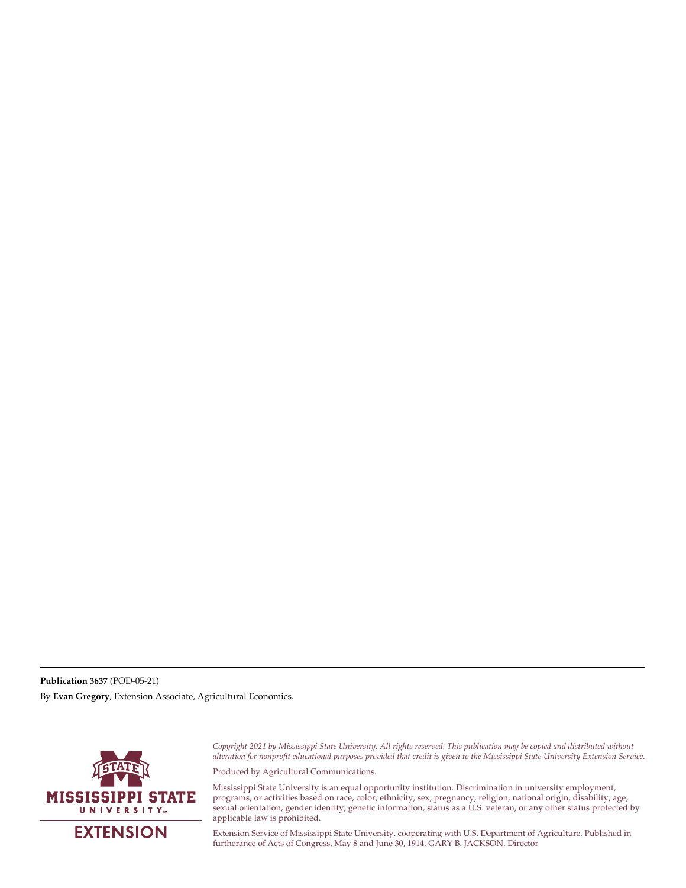**Publication 3637** (POD-05-21)

By **Evan Gregory**, Extension Associate, Agricultural Economics.

*Copyright 2021 by Mississippi State University. All rights reserved. This publication may be copied and distributed without alteration for nonprofit educational purposes provided that credit is given to the Mississippi State University Extension Service.*

Produced by Agricultural Communications.

Mississippi State University is an equal opportunity institution. Discrimination in university employment, programs, or activities based on race, color, ethnicity, sex, pregnancy, religion, national origin, disability, age, sexual orientation, gender identity, genetic information, status as a U.S. veteran, or any other status protected by applicable law is prohibited.

Extension Service of Mississippi State University, cooperating with U.S. Department of Agriculture. Published in furtherance of Acts of Congress, May 8 and June 30, 1914. GARY B. JACKSON, Director